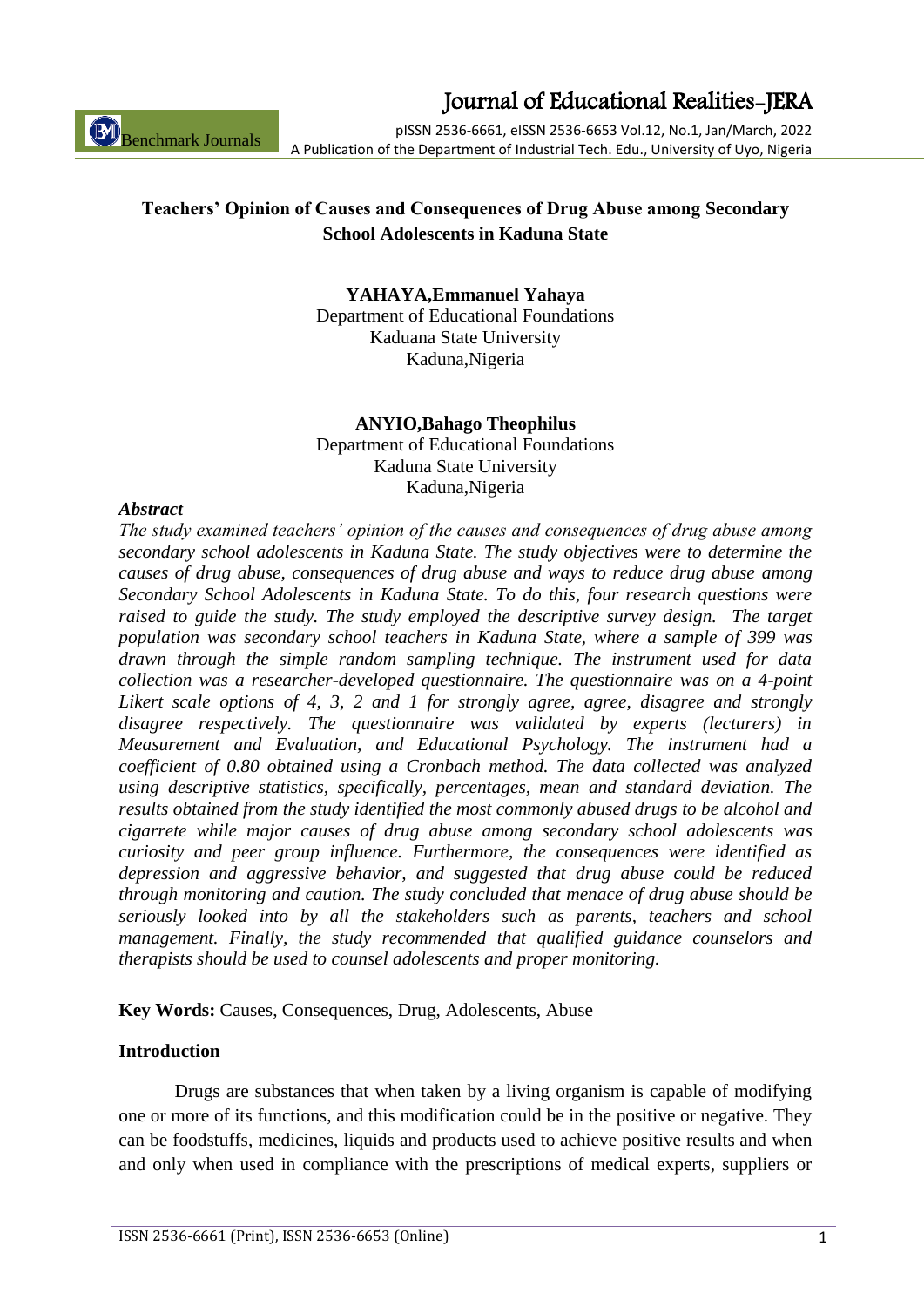# Teachers' Opinion of Causes and Consequences of Drug Abuse among Secondary School Adolescents in Kaduna State

**YAHAYA,Emmanuel Yahaya**
Department of Educational Foundations
Kaduana State University
Kaduna,Nigeria

**ANYIO,Bahago Theophilus**
Department of Educational Foundations
Kaduna State University
Kaduna,Nigeria

***Abstract***

*The study examined teachers' opinion of the causes and consequences of drug abuse among secondary school adolescents in Kaduna State. The study objectives were to determine the causes of drug abuse, consequences of drug abuse and ways to reduce drug abuse among Secondary School Adolescents in Kaduna State. To do this, four research questions were raised to guide the study. The study employed the descriptive survey design. The target population was secondary school teachers in Kaduna State, where a sample of 399 was drawn through the simple random sampling technique. The instrument used for data collection was a researcher-developed questionnaire. The questionnaire was on a 4-point Likert scale options of 4, 3, 2 and 1 for strongly agree, agree, disagree and strongly disagree respectively. The questionnaire was validated by experts (lecturers) in Measurement and Evaluation, and Educational Psychology. The instrument had a coefficient of 0.80 obtained using a Cronbach method. The data collected was analyzed using descriptive statistics, specifically, percentages, mean and standard deviation. The results obtained from the study identified the most commonly abused drugs to be alcohol and cigarrete while major causes of drug abuse among secondary school adolescents was curiosity and peer group influence. Furthermore, the consequences were identified as depression and aggressive behavior, and suggested that drug abuse could be reduced through monitoring and caution. The study concluded that menace of drug abuse should be seriously looked into by all the stakeholders such as parents, teachers and school management. Finally, the study recommended that qualified guidance counselors and therapists should be used to counsel adolescents and proper monitoring.*

**Key Words:** Causes, Consequences, Drug, Adolescents, Abuse

## Introduction

Drugs are substances that when taken by a living organism is capable of modifying one or more of its functions, and this modification could be in the positive or negative. They can be foodstuffs, medicines, liquids and products used to achieve positive results and when and only when used in compliance with the prescriptions of medical experts, suppliers or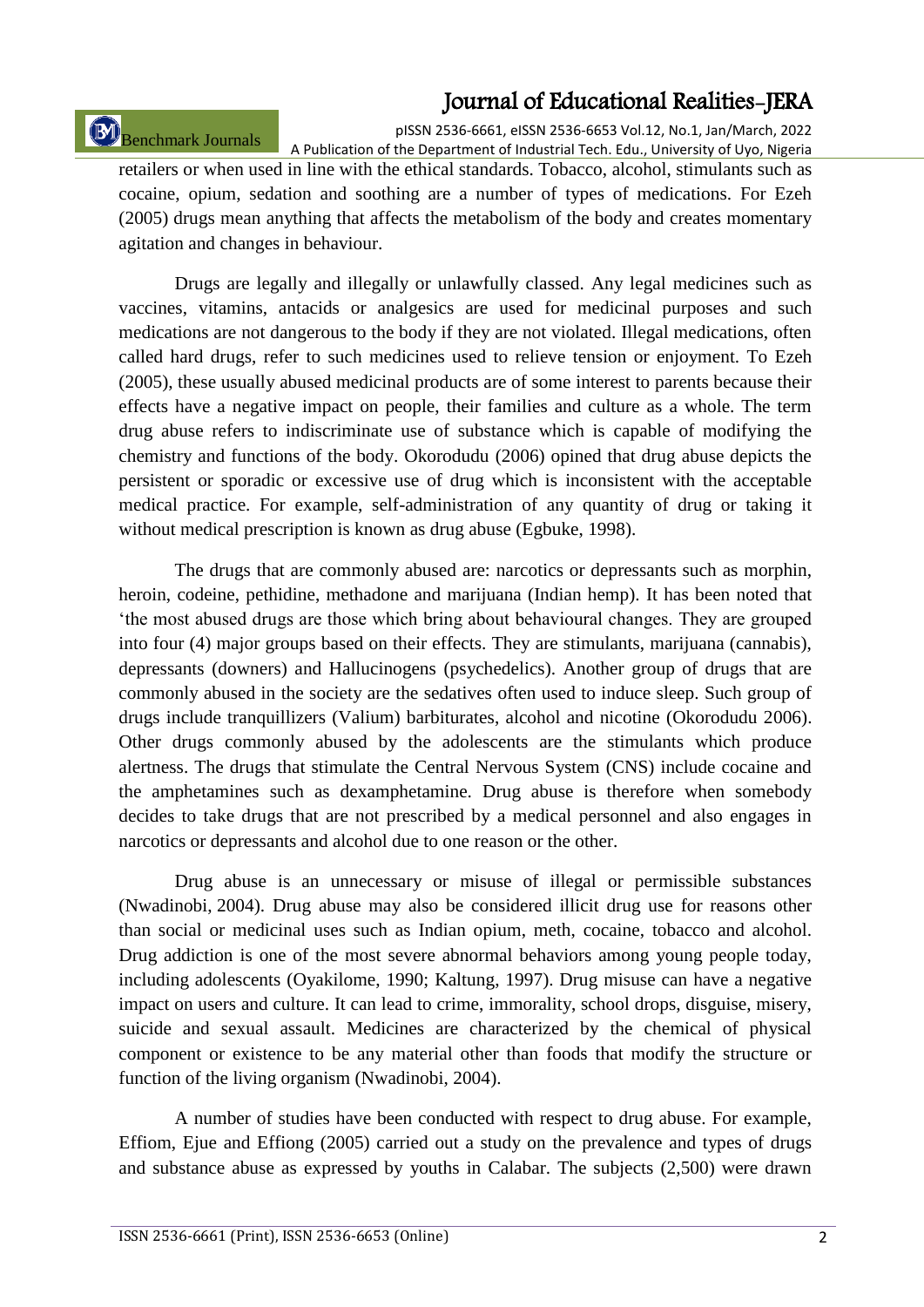retailers or when used in line with the ethical standards. Tobacco, alcohol, stimulants such as cocaine, opium, sedation and soothing are a number of types of medications. For Ezeh (2005) drugs mean anything that affects the metabolism of the body and creates momentary agitation and changes in behaviour.

Drugs are legally and illegally or unlawfully classed. Any legal medicines such as vaccines, vitamins, antacids or analgesics are used for medicinal purposes and such medications are not dangerous to the body if they are not violated. Illegal medications, often called hard drugs, refer to such medicines used to relieve tension or enjoyment. To Ezeh (2005), these usually abused medicinal products are of some interest to parents because their effects have a negative impact on people, their families and culture as a whole. The term drug abuse refers to indiscriminate use of substance which is capable of modifying the chemistry and functions of the body. Okorodudu (2006) opined that drug abuse depicts the persistent or sporadic or excessive use of drug which is inconsistent with the acceptable medical practice. For example, self-administration of any quantity of drug or taking it without medical prescription is known as drug abuse (Egbuke, 1998).

The drugs that are commonly abused are: narcotics or depressants such as morphin, heroin, codeine, pethidine, methadone and marijuana (Indian hemp). It has been noted that 'the most abused drugs are those which bring about behavioural changes. They are grouped into four (4) major groups based on their effects. They are stimulants, marijuana (cannabis), depressants (downers) and Hallucinogens (psychedelics). Another group of drugs that are commonly abused in the society are the sedatives often used to induce sleep. Such group of drugs include tranquillizers (Valium) barbiturates, alcohol and nicotine (Okorodudu 2006). Other drugs commonly abused by the adolescents are the stimulants which produce alertness. The drugs that stimulate the Central Nervous System (CNS) include cocaine and the amphetamines such as dexamphetamine. Drug abuse is therefore when somebody decides to take drugs that are not prescribed by a medical personnel and also engages in narcotics or depressants and alcohol due to one reason or the other.

Drug abuse is an unnecessary or misuse of illegal or permissible substances (Nwadinobi, 2004). Drug abuse may also be considered illicit drug use for reasons other than social or medicinal uses such as Indian opium, meth, cocaine, tobacco and alcohol. Drug addiction is one of the most severe abnormal behaviors among young people today, including adolescents (Oyakilome, 1990; Kaltung, 1997). Drug misuse can have a negative impact on users and culture. It can lead to crime, immorality, school drops, disguise, misery, suicide and sexual assault. Medicines are characterized by the chemical of physical component or existence to be any material other than foods that modify the structure or function of the living organism (Nwadinobi, 2004).

A number of studies have been conducted with respect to drug abuse. For example, Effiom, Ejue and Effiong (2005) carried out a study on the prevalence and types of drugs and substance abuse as expressed by youths in Calabar. The subjects (2,500) were drawn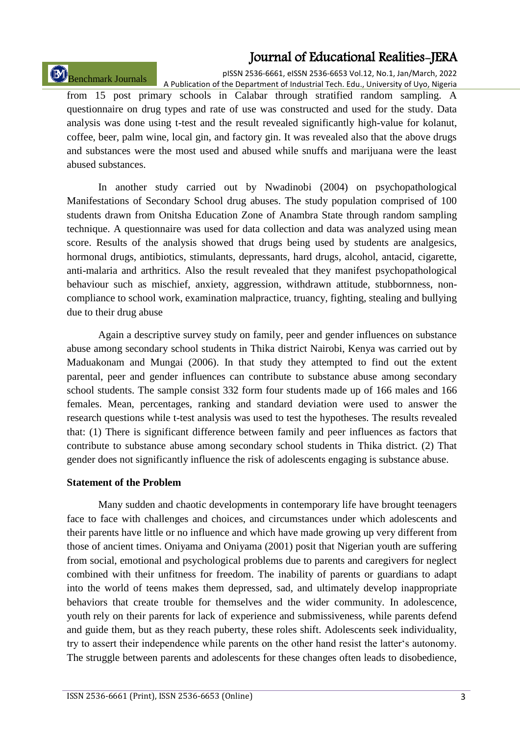from 15 post primary schools in Calabar through stratified random sampling. A questionnaire on drug types and rate of use was constructed and used for the study. Data analysis was done using t-test and the result revealed significantly high-value for kolanut, coffee, beer, palm wine, local gin, and factory gin. It was revealed also that the above drugs and substances were the most used and abused while snuffs and marijuana were the least abused substances.

In another study carried out by Nwadinobi (2004) on psychopathological Manifestations of Secondary School drug abuses. The study population comprised of 100 students drawn from Onitsha Education Zone of Anambra State through random sampling technique. A questionnaire was used for data collection and data was analyzed using mean score. Results of the analysis showed that drugs being used by students are analgesics, hormonal drugs, antibiotics, stimulants, depressants, hard drugs, alcohol, antacid, cigarette, anti-malaria and arthritics. Also the result revealed that they manifest psychopathological behaviour such as mischief, anxiety, aggression, withdrawn attitude, stubbornness, non-compliance to school work, examination malpractice, truancy, fighting, stealing and bullying due to their drug abuse

Again a descriptive survey study on family, peer and gender influences on substance abuse among secondary school students in Thika district Nairobi, Kenya was carried out by Maduakonam and Mungai (2006). In that study they attempted to find out the extent parental, peer and gender influences can contribute to substance abuse among secondary school students. The sample consist 332 form four students made up of 166 males and 166 females. Mean, percentages, ranking and standard deviation were used to answer the research questions while t-test analysis was used to test the hypotheses. The results revealed that: (1) There is significant difference between family and peer influences as factors that contribute to substance abuse among secondary school students in Thika district. (2) That gender does not significantly influence the risk of adolescents engaging is substance abuse.

**Statement of the Problem**

Many sudden and chaotic developments in contemporary life have brought teenagers face to face with challenges and choices, and circumstances under which adolescents and their parents have little or no influence and which have made growing up very different from those of ancient times. Oniyama and Oniyama (2001) posit that Nigerian youth are suffering from social, emotional and psychological problems due to parents and caregivers for neglect combined with their unfitness for freedom. The inability of parents or guardians to adapt into the world of teens makes them depressed, sad, and ultimately develop inappropriate behaviors that create trouble for themselves and the wider community. In adolescence, youth rely on their parents for lack of experience and submissiveness, while parents defend and guide them, but as they reach puberty, these roles shift. Adolescents seek individuality, try to assert their independence while parents on the other hand resist the latter's autonomy. The struggle between parents and adolescents for these changes often leads to disobedience,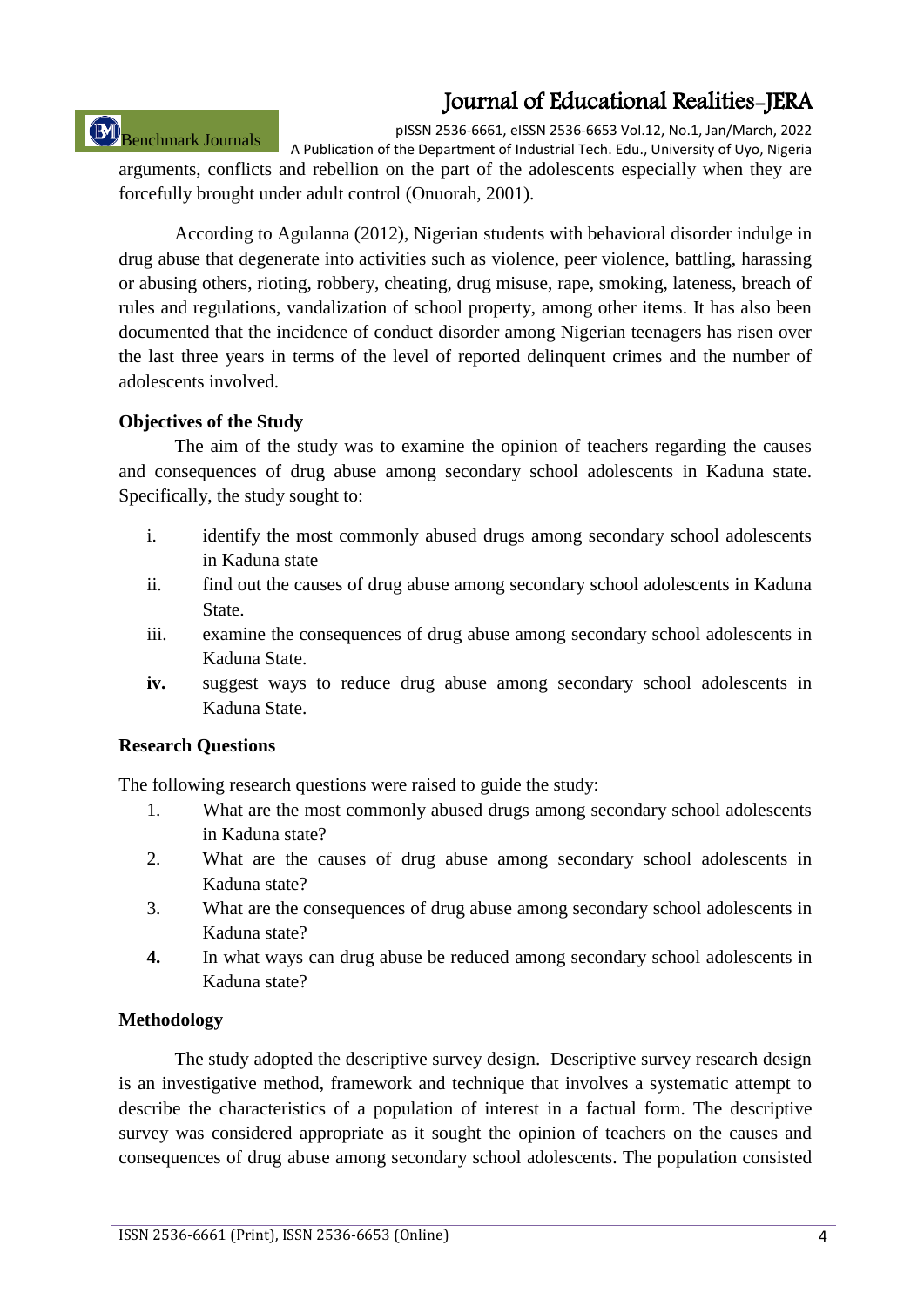arguments, conflicts and rebellion on the part of the adolescents especially when they are forcefully brought under adult control (Onuorah, 2001).

According to Agulanna (2012), Nigerian students with behavioral disorder indulge in drug abuse that degenerate into activities such as violence, peer violence, battling, harassing or abusing others, rioting, robbery, cheating, drug misuse, rape, smoking, lateness, breach of rules and regulations, vandalization of school property, among other items. It has also been documented that the incidence of conduct disorder among Nigerian teenagers has risen over the last three years in terms of the level of reported delinquent crimes and the number of adolescents involved.

**Objectives of the Study**

The aim of the study was to examine the opinion of teachers regarding the causes and consequences of drug abuse among secondary school adolescents in Kaduna state. Specifically, the study sought to:

i. identify the most commonly abused drugs among secondary school adolescents in Kaduna state
ii. find out the causes of drug abuse among secondary school adolescents in Kaduna State.
iii. examine the consequences of drug abuse among secondary school adolescents in Kaduna State.
**iv.** suggest ways to reduce drug abuse among secondary school adolescents in Kaduna State.

**Research Questions**

The following research questions were raised to guide the study:

1. What are the most commonly abused drugs among secondary school adolescents in Kaduna state?
2. What are the causes of drug abuse among secondary school adolescents in Kaduna state?
3. What are the consequences of drug abuse among secondary school adolescents in Kaduna state?
4. In what ways can drug abuse be reduced among secondary school adolescents in Kaduna state?

**Methodology**

The study adopted the descriptive survey design. Descriptive survey research design is an investigative method, framework and technique that involves a systematic attempt to describe the characteristics of a population of interest in a factual form. The descriptive survey was considered appropriate as it sought the opinion of teachers on the causes and consequences of drug abuse among secondary school adolescents. The population consisted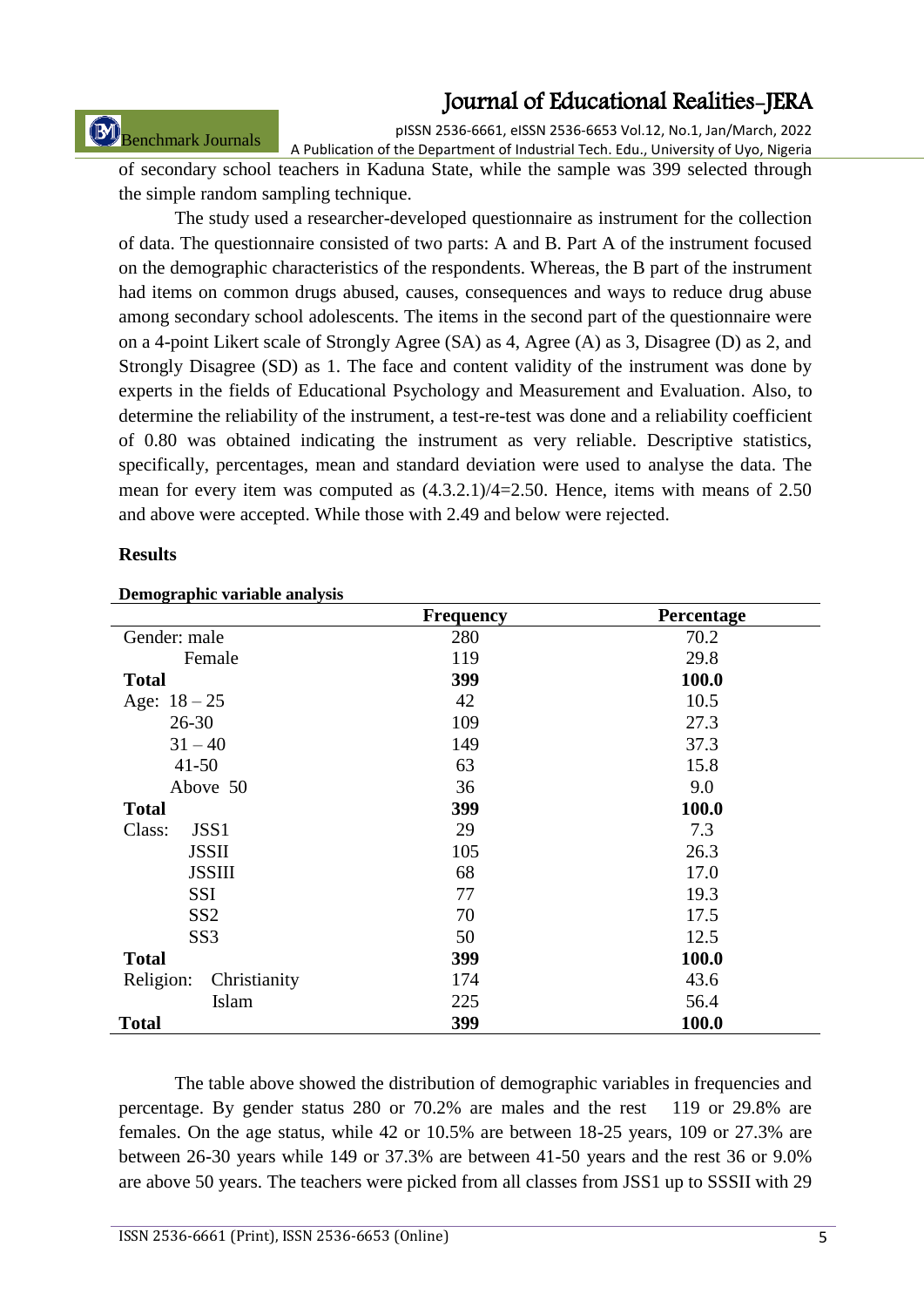of secondary school teachers in Kaduna State, while the sample was 399 selected through the simple random sampling technique.

The study used a researcher-developed questionnaire as instrument for the collection of data. The questionnaire consisted of two parts: A and B. Part A of the instrument focused on the demographic characteristics of the respondents. Whereas, the B part of the instrument had items on common drugs abused, causes, consequences and ways to reduce drug abuse among secondary school adolescents. The items in the second part of the questionnaire were on a 4-point Likert scale of Strongly Agree (SA) as 4, Agree (A) as 3, Disagree (D) as 2, and Strongly Disagree (SD) as 1. The face and content validity of the instrument was done by experts in the fields of Educational Psychology and Measurement and Evaluation. Also, to determine the reliability of the instrument, a test-re-test was done and a reliability coefficient of 0.80 was obtained indicating the instrument as very reliable. Descriptive statistics, specifically, percentages, mean and standard deviation were used to analyse the data. The mean for every item was computed as (4.3.2.1)/4=2.50. Hence, items with means of 2.50 and above were accepted. While those with 2.49 and below were rejected.

**Results**

**Demographic variable analysis**

| | Frequency | Percentage |
|---|---|---|
| Gender: male | 280 | 70.2 |
| Female | 119 | 29.8 |
| **Total** | **399** | **100.0** |
| Age: 18 – 25 | 42 | 10.5 |
| 26-30 | 109 | 27.3 |
| 31 – 40 | 149 | 37.3 |
| 41-50 | 63 | 15.8 |
| Above 50 | 36 | 9.0 |
| **Total** | **399** | **100.0** |
| Class: JSS1 | 29 | 7.3 |
| JSSII | 105 | 26.3 |
| JSSIII | 68 | 17.0 |
| SSI | 77 | 19.3 |
| SS2 | 70 | 17.5 |
| SS3 | 50 | 12.5 |
| **Total** | **399** | **100.0** |
| Religion: Christianity | 174 | 43.6 |
| Islam | 225 | 56.4 |
| **Total** | **399** | **100.0** |

The table above showed the distribution of demographic variables in frequencies and percentage. By gender status 280 or 70.2% are males and the rest 119 or 29.8% are females. On the age status, while 42 or 10.5% are between 18-25 years, 109 or 27.3% are between 26-30 years while 149 or 37.3% are between 41-50 years and the rest 36 or 9.0% are above 50 years. The teachers were picked from all classes from JSS1 up to SSSII with 29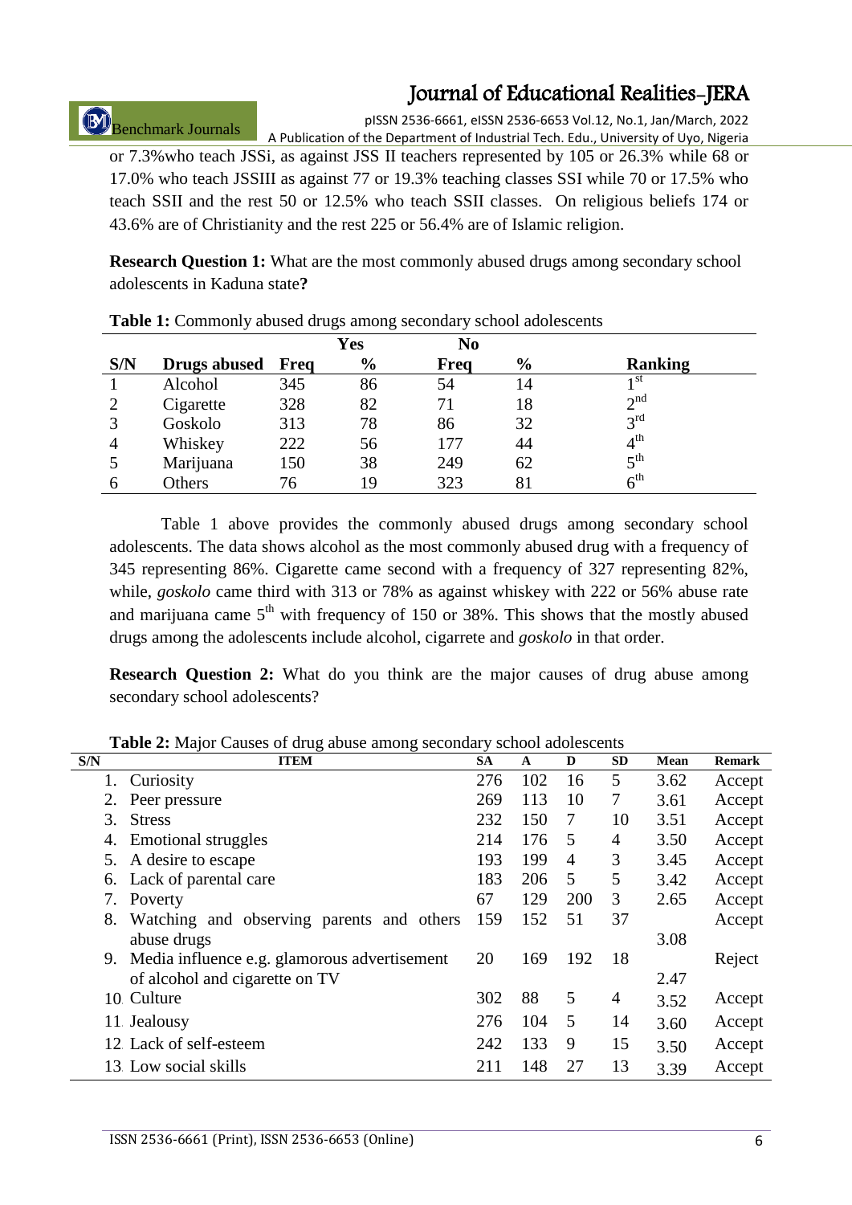or 7.3%who teach JSSi, as against JSS II teachers represented by 105 or 26.3% while 68 or 17.0% who teach JSSIII as against 77 or 19.3% teaching classes SSI while 70 or 17.5% who teach SSII and the rest 50 or 12.5% who teach SSII classes. On religious beliefs 174 or 43.6% are of Christianity and the rest 225 or 56.4% are of Islamic religion.

**Research Question 1:** What are the most commonly abused drugs among secondary school adolescents in Kaduna state**?**

**Table 1:** Commonly abused drugs among secondary school adolescents

| | | Yes | | No | | |
|---|---|---|---|---|---|---|
| **S/N** | **Drugs abused** | **Freq** | **%** | **Freq** | **%** | **Ranking** |
| 1 | Alcohol | 345 | 86 | 54 | 14 | 1st |
| 2 | Cigarette | 328 | 82 | 71 | 18 | 2nd |
| 3 | Goskolo | 313 | 78 | 86 | 32 | 3rd |
| 4 | Whiskey | 222 | 56 | 177 | 44 | 4th |
| 5 | Marijuana | 150 | 38 | 249 | 62 | 5th |
| 6 | Others | 76 | 19 | 323 | 81 | 6th |

Table 1 above provides the commonly abused drugs among secondary school adolescents. The data shows alcohol as the most commonly abused drug with a frequency of 345 representing 86%. Cigarette came second with a frequency of 327 representing 82%, while, *goskolo* came third with 313 or 78% as against whiskey with 222 or 56% abuse rate and marijuana came 5th with frequency of 150 or 38%. This shows that the mostly abused drugs among the adolescents include alcohol, cigarrete and *goskolo* in that order.

**Research Question 2:** What do you think are the major causes of drug abuse among secondary school adolescents?

**Table 2:** Major Causes of drug abuse among secondary school adolescents

| S/N | ITEM | SA | A | D | SD | Mean | Remark |
|---|---|---|---|---|---|---|---|
| 1. | Curiosity | 276 | 102 | 16 | 5 | 3.62 | Accept |
| 2. | Peer pressure | 269 | 113 | 10 | 7 | 3.61 | Accept |
| 3. | Stress | 232 | 150 | 7 | 10 | 3.51 | Accept |
| 4. | Emotional struggles | 214 | 176 | 5 | 4 | 3.50 | Accept |
| 5. | A desire to escape | 193 | 199 | 4 | 3 | 3.45 | Accept |
| 6. | Lack of parental care | 183 | 206 | 5 | 5 | 3.42 | Accept |
| 7. | Poverty | 67 | 129 | 200 | 3 | 2.65 | Accept |
| 8. | Watching and observing parents and others abuse drugs | 159 | 152 | 51 | 37 | 3.08 | Accept |
| 9. | Media influence e.g. glamorous advertisement of alcohol and cigarette on TV | 20 | 169 | 192 | 18 | 2.47 | Reject |
| 10. | Culture | 302 | 88 | 5 | 4 | 3.52 | Accept |
| 11. | Jealousy | 276 | 104 | 5 | 14 | 3.60 | Accept |
| 12. | Lack of self-esteem | 242 | 133 | 9 | 15 | 3.50 | Accept |
| 13. | Low social skills | 211 | 148 | 27 | 13 | 3.39 | Accept |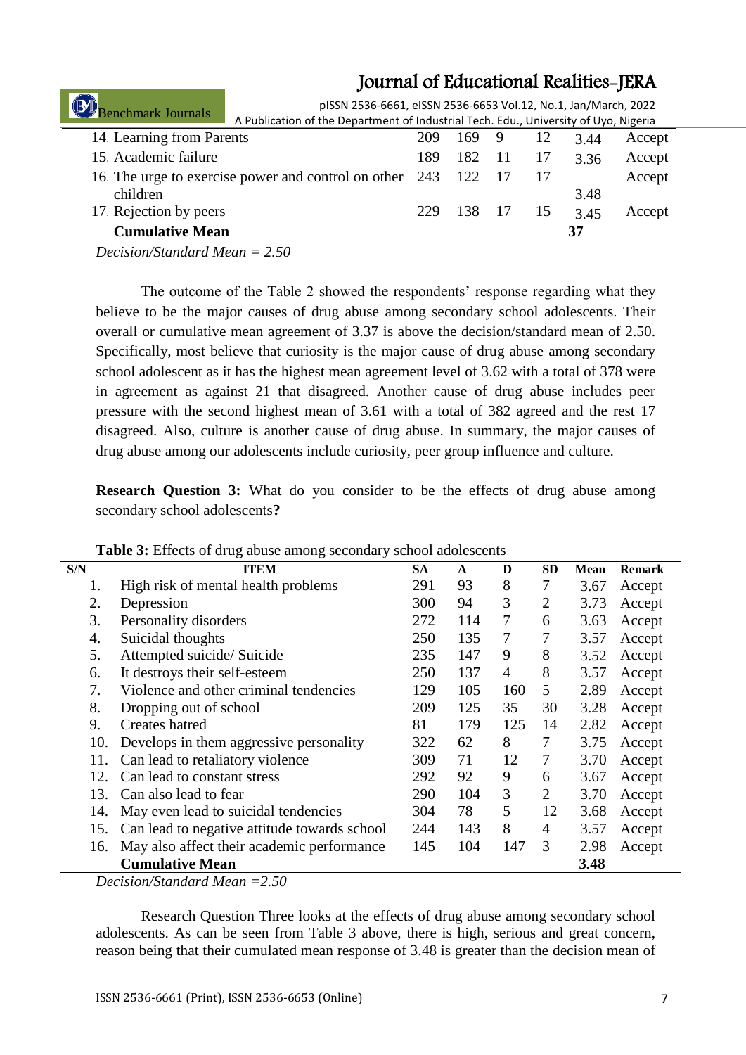| | | | | | | | |
|---|---|---|---|---|---|---|---|
| 14 | Learning from Parents | 209 | 169 | 9 | 12 | 3.44 | Accept |
| 15 | Academic failure | 189 | 182 | 11 | 17 | 3.36 | Accept |
| 16 | The urge to exercise power and control on other children | 243 | 122 | 17 | 17 | 3.48 | Accept |
| 17 | Rejection by peers | 229 | 138 | 17 | 15 | 3.45 | Accept |
| | **Cumulative Mean** | | | | | **37** | |

*Decision/Standard Mean = 2.50*

The outcome of the Table 2 showed the respondents' response regarding what they believe to be the major causes of drug abuse among secondary school adolescents. Their overall or cumulative mean agreement of 3.37 is above the decision/standard mean of 2.50. Specifically, most believe that curiosity is the major cause of drug abuse among secondary school adolescent as it has the highest mean agreement level of 3.62 with a total of 378 were in agreement as against 21 that disagreed. Another cause of drug abuse includes peer pressure with the second highest mean of 3.61 with a total of 382 agreed and the rest 17 disagreed. Also, culture is another cause of drug abuse. In summary, the major causes of drug abuse among our adolescents include curiosity, peer group influence and culture.

**Research Question 3:** What do you consider to be the effects of drug abuse among secondary school adolescents**?**

**Table 3:** Effects of drug abuse among secondary school adolescents

| S/N | ITEM | SA | A | D | SD | Mean | Remark |
|---|---|---|---|---|---|---|---|
| 1. | High risk of mental health problems | 291 | 93 | 8 | 7 | 3.67 | Accept |
| 2. | Depression | 300 | 94 | 3 | 2 | 3.73 | Accept |
| 3. | Personality disorders | 272 | 114 | 7 | 6 | 3.63 | Accept |
| 4. | Suicidal thoughts | 250 | 135 | 7 | 7 | 3.57 | Accept |
| 5. | Attempted suicide/ Suicide | 235 | 147 | 9 | 8 | 3.52 | Accept |
| 6. | It destroys their self-esteem | 250 | 137 | 4 | 8 | 3.57 | Accept |
| 7. | Violence and other criminal tendencies | 129 | 105 | 160 | 5 | 2.89 | Accept |
| 8. | Dropping out of school | 209 | 125 | 35 | 30 | 3.28 | Accept |
| 9. | Creates hatred | 81 | 179 | 125 | 14 | 2.82 | Accept |
| 10. | Develops in them aggressive personality | 322 | 62 | 8 | 7 | 3.75 | Accept |
| 11. | Can lead to retaliatory violence | 309 | 71 | 12 | 7 | 3.70 | Accept |
| 12. | Can lead to constant stress | 292 | 92 | 9 | 6 | 3.67 | Accept |
| 13. | Can also lead to fear | 290 | 104 | 3 | 2 | 3.70 | Accept |
| 14. | May even lead to suicidal tendencies | 304 | 78 | 5 | 12 | 3.68 | Accept |
| 15. | Can lead to negative attitude towards school | 244 | 143 | 8 | 4 | 3.57 | Accept |
| 16. | May also affect their academic performance | 145 | 104 | 147 | 3 | 2.98 | Accept |
| | **Cumulative Mean** | | | | | **3.48** | |

*Decision/Standard Mean =2.50*

Research Question Three looks at the effects of drug abuse among secondary school adolescents. As can be seen from Table 3 above, there is high, serious and great concern, reason being that their cumulated mean response of 3.48 is greater than the decision mean of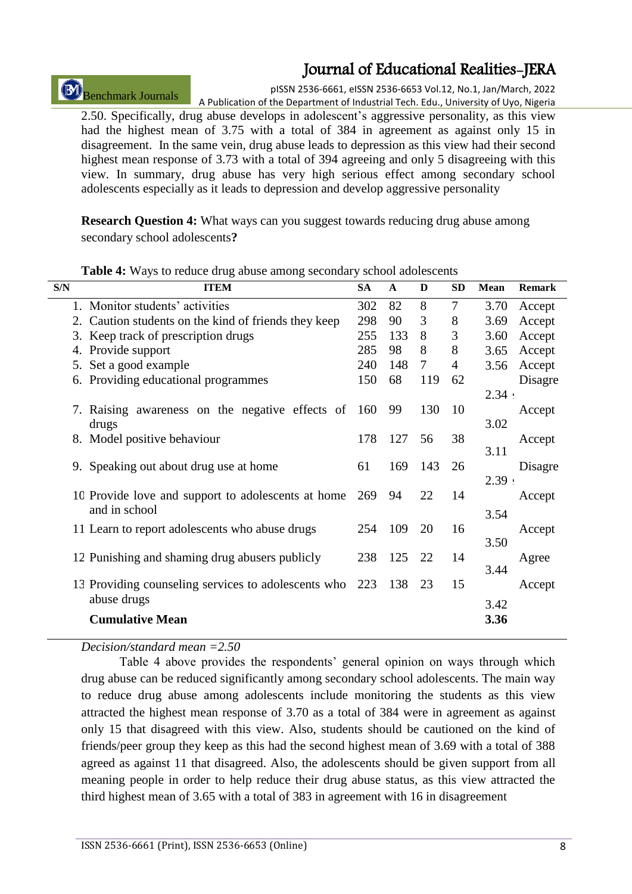2.50. Specifically, drug abuse develops in adolescent's aggressive personality, as this view had the highest mean of 3.75 with a total of 384 in agreement as against only 15 in disagreement. In the same vein, drug abuse leads to depression as this view had their second highest mean response of 3.73 with a total of 394 agreeing and only 5 disagreeing with this view. In summary, drug abuse has very high serious effect among secondary school adolescents especially as it leads to depression and develop aggressive personality

**Research Question 4:** What ways can you suggest towards reducing drug abuse among secondary school adolescents**?**

**Table 4:** Ways to reduce drug abuse among secondary school adolescents

| S/N | ITEM | SA | A | D | SD | Mean | Remark |
|---|---|---|---|---|---|---|---|
| 1. | Monitor students' activities | 302 | 82 | 8 | 7 | 3.70 | Accept |
| 2. | Caution students on the kind of friends they keep | 298 | 90 | 3 | 8 | 3.69 | Accept |
| 3. | Keep track of prescription drugs | 255 | 133 | 8 | 3 | 3.60 | Accept |
| 4. | Provide support | 285 | 98 | 8 | 8 | 3.65 | Accept |
| 5. | Set a good example | 240 | 148 | 7 | 4 | 3.56 | Accept |
| 6. | Providing educational programmes | 150 | 68 | 119 | 62 | 2.34 | Disagre |
| 7. | Raising awareness on the negative effects of drugs | 160 | 99 | 130 | 10 | 3.02 | Accept |
| 8. | Model positive behaviour | 178 | 127 | 56 | 38 | 3.11 | Accept |
| 9. | Speaking out about drug use at home | 61 | 169 | 143 | 26 | 2.39 | Disagre |
| 10 | Provide love and support to adolescents at home and in school | 269 | 94 | 22 | 14 | 3.54 | Accept |
| 11 | Learn to report adolescents who abuse drugs | 254 | 109 | 20 | 16 | 3.50 | Accept |
| 12 | Punishing and shaming drug abusers publicly | 238 | 125 | 22 | 14 | 3.44 | Agree |
| 13 | Providing counseling services to adolescents who abuse drugs | 223 | 138 | 23 | 15 | 3.42 | Accept |
| | **Cumulative Mean** | | | | | **3.36** | |

*Decision/standard mean =2.50*

Table 4 above provides the respondents' general opinion on ways through which drug abuse can be reduced significantly among secondary school adolescents. The main way to reduce drug abuse among adolescents include monitoring the students as this view attracted the highest mean response of 3.70 as a total of 384 were in agreement as against only 15 that disagreed with this view. Also, students should be cautioned on the kind of friends/peer group they keep as this had the second highest mean of 3.69 with a total of 388 agreed as against 11 that disagreed. Also, the adolescents should be given support from all meaning people in order to help reduce their drug abuse status, as this view attracted the third highest mean of 3.65 with a total of 383 in agreement with 16 in disagreement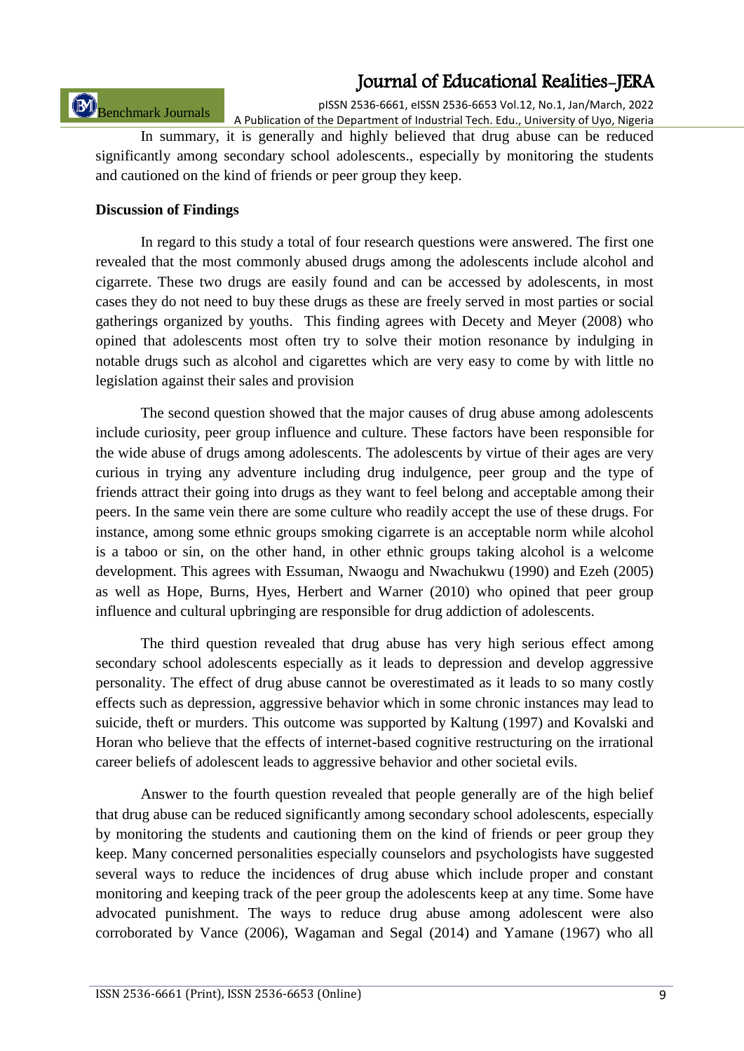In summary, it is generally and highly believed that drug abuse can be reduced significantly among secondary school adolescents., especially by monitoring the students and cautioned on the kind of friends or peer group they keep.

**Discussion of Findings**

In regard to this study a total of four research questions were answered. The first one revealed that the most commonly abused drugs among the adolescents include alcohol and cigarrete. These two drugs are easily found and can be accessed by adolescents, in most cases they do not need to buy these drugs as these are freely served in most parties or social gatherings organized by youths. This finding agrees with Decety and Meyer (2008) who opined that adolescents most often try to solve their motion resonance by indulging in notable drugs such as alcohol and cigarettes which are very easy to come by with little no legislation against their sales and provision

The second question showed that the major causes of drug abuse among adolescents include curiosity, peer group influence and culture. These factors have been responsible for the wide abuse of drugs among adolescents. The adolescents by virtue of their ages are very curious in trying any adventure including drug indulgence, peer group and the type of friends attract their going into drugs as they want to feel belong and acceptable among their peers. In the same vein there are some culture who readily accept the use of these drugs. For instance, among some ethnic groups smoking cigarrete is an acceptable norm while alcohol is a taboo or sin, on the other hand, in other ethnic groups taking alcohol is a welcome development. This agrees with Essuman, Nwaogu and Nwachukwu (1990) and Ezeh (2005) as well as Hope, Burns, Hyes, Herbert and Warner (2010) who opined that peer group influence and cultural upbringing are responsible for drug addiction of adolescents.

The third question revealed that drug abuse has very high serious effect among secondary school adolescents especially as it leads to depression and develop aggressive personality. The effect of drug abuse cannot be overestimated as it leads to so many costly effects such as depression, aggressive behavior which in some chronic instances may lead to suicide, theft or murders. This outcome was supported by Kaltung (1997) and Kovalski and Horan who believe that the effects of internet-based cognitive restructuring on the irrational career beliefs of adolescent leads to aggressive behavior and other societal evils.

Answer to the fourth question revealed that people generally are of the high belief that drug abuse can be reduced significantly among secondary school adolescents, especially by monitoring the students and cautioning them on the kind of friends or peer group they keep. Many concerned personalities especially counselors and psychologists have suggested several ways to reduce the incidences of drug abuse which include proper and constant monitoring and keeping track of the peer group the adolescents keep at any time. Some have advocated punishment. The ways to reduce drug abuse among adolescent were also corroborated by Vance (2006), Wagaman and Segal (2014) and Yamane (1967) who all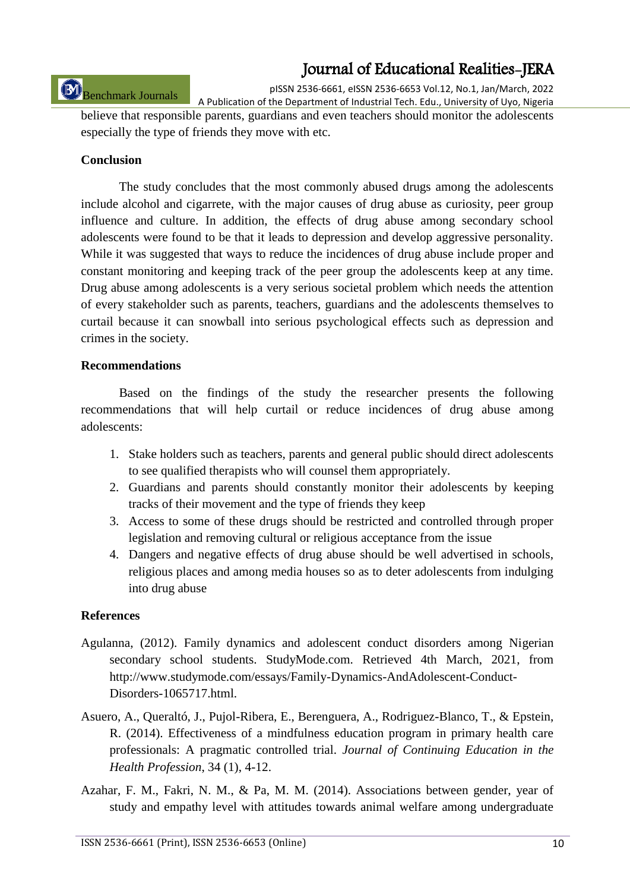believe that responsible parents, guardians and even teachers should monitor the adolescents especially the type of friends they move with etc.

## Conclusion

The study concludes that the most commonly abused drugs among the adolescents include alcohol and cigarrete, with the major causes of drug abuse as curiosity, peer group influence and culture. In addition, the effects of drug abuse among secondary school adolescents were found to be that it leads to depression and develop aggressive personality. While it was suggested that ways to reduce the incidences of drug abuse include proper and constant monitoring and keeping track of the peer group the adolescents keep at any time. Drug abuse among adolescents is a very serious societal problem which needs the attention of every stakeholder such as parents, teachers, guardians and the adolescents themselves to curtail because it can snowball into serious psychological effects such as depression and crimes in the society.

## Recommendations

Based on the findings of the study the researcher presents the following recommendations that will help curtail or reduce incidences of drug abuse among adolescents:

1. Stake holders such as teachers, parents and general public should direct adolescents to see qualified therapists who will counsel them appropriately.
2. Guardians and parents should constantly monitor their adolescents by keeping tracks of their movement and the type of friends they keep
3. Access to some of these drugs should be restricted and controlled through proper legislation and removing cultural or religious acceptance from the issue
4. Dangers and negative effects of drug abuse should be well advertised in schools, religious places and among media houses so as to deter adolescents from indulging into drug abuse

## References

Agulanna, (2012). Family dynamics and adolescent conduct disorders among Nigerian secondary school students. StudyMode.com. Retrieved 4th March, 2021, from http://www.studymode.com/essays/Family-Dynamics-AndAdolescent-Conduct-Disorders-1065717.html.

Asuero, A., Queraltó, J., Pujol-Ribera, E., Berenguera, A., Rodriguez-Blanco, T., & Epstein, R. (2014). Effectiveness of a mindfulness education program in primary health care professionals: A pragmatic controlled trial. *Journal of Continuing Education in the Health Profession*, 34 (1), 4-12.

Azahar, F. M., Fakri, N. M., & Pa, M. M. (2014). Associations between gender, year of study and empathy level with attitudes towards animal welfare among undergraduate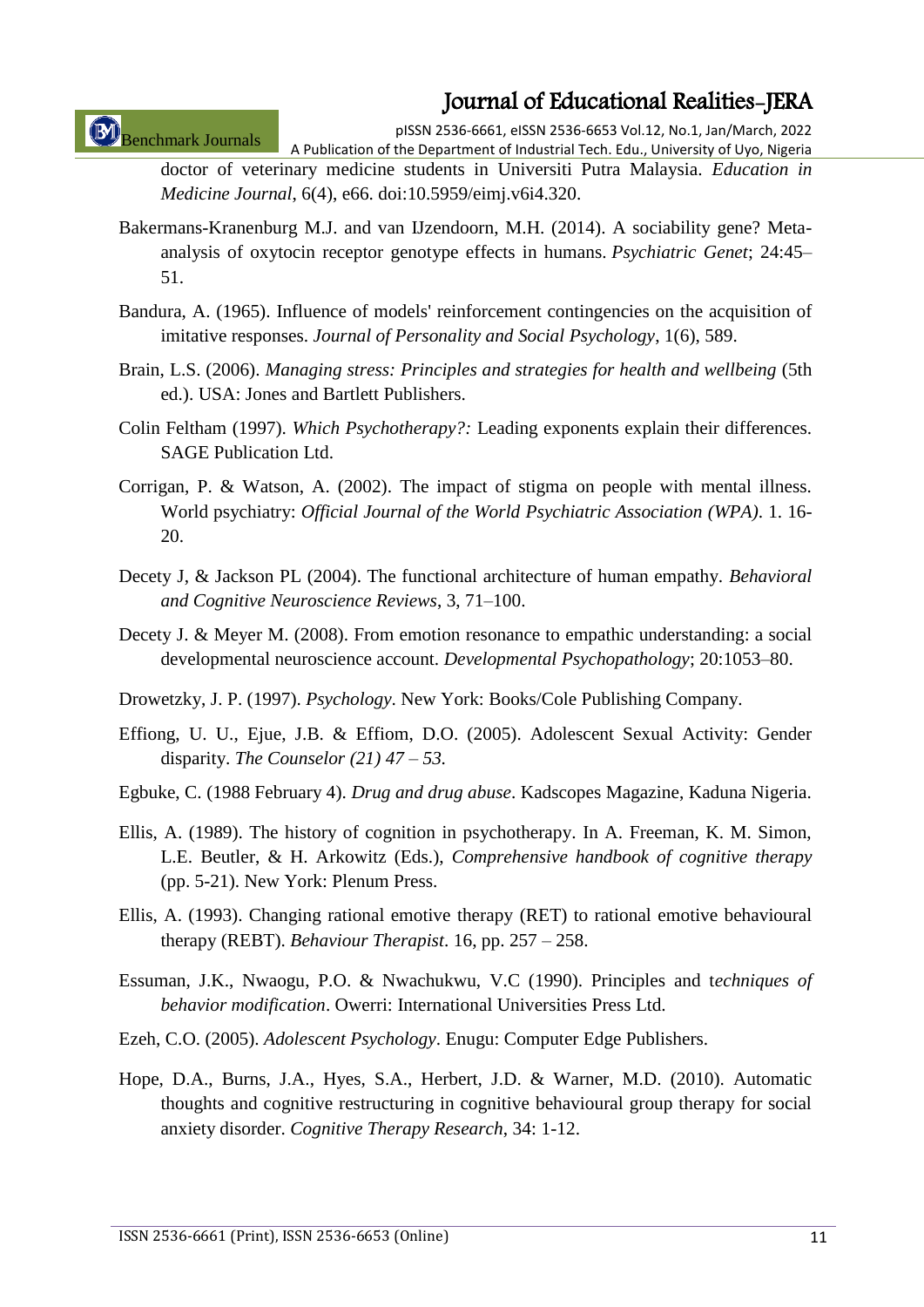doctor of veterinary medicine students in Universiti Putra Malaysia. *Education in Medicine Journal*, 6(4), e66. doi:10.5959/eimj.v6i4.320.

Bakermans-Kranenburg M.J. and van IJzendoorn, M.H. (2014). A sociability gene? Meta-analysis of oxytocin receptor genotype effects in humans. *Psychiatric Genet*; 24:45–51.

Bandura, A. (1965). Influence of models' reinforcement contingencies on the acquisition of imitative responses. *Journal of Personality and Social Psychology*, 1(6), 589.

Brain, L.S. (2006). *Managing stress: Principles and strategies for health and wellbeing* (5th ed.). USA: Jones and Bartlett Publishers.

Colin Feltham (1997). *Which Psychotherapy?:* Leading exponents explain their differences. SAGE Publication Ltd.

Corrigan, P. & Watson, A. (2002). The impact of stigma on people with mental illness. World psychiatry: *Official Journal of the World Psychiatric Association (WPA)*. 1. 16-20.

Decety J, & Jackson PL (2004). The functional architecture of human empathy. *Behavioral and Cognitive Neuroscience Reviews*, 3, 71–100.

Decety J. & Meyer M. (2008). From emotion resonance to empathic understanding: a social developmental neuroscience account. *Developmental Psychopathology*; 20:1053–80.

Drowetzky, J. P. (1997). *Psychology*. New York: Books/Cole Publishing Company.

Effiong, U. U., Ejue, J.B. & Effiom, D.O. (2005). Adolescent Sexual Activity: Gender disparity. *The Counselor (21) 47 – 53.*

Egbuke, C. (1988 February 4). *Drug and drug abuse*. Kadscopes Magazine, Kaduna Nigeria.

Ellis, A. (1989). The history of cognition in psychotherapy. In A. Freeman, K. M. Simon, L.E. Beutler, & H. Arkowitz (Eds.), *Comprehensive handbook of cognitive therapy* (pp. 5-21). New York: Plenum Press.

Ellis, A. (1993). Changing rational emotive therapy (RET) to rational emotive behavioural therapy (REBT). *Behaviour Therapist*. 16, pp. 257 – 258.

Essuman, J.K., Nwaogu, P.O. & Nwachukwu, V.C (1990). Principles and t*echniques of behavior modification*. Owerri: International Universities Press Ltd.

Ezeh, C.O. (2005). *Adolescent Psychology*. Enugu: Computer Edge Publishers.

Hope, D.A., Burns, J.A., Hyes, S.A., Herbert, J.D. & Warner, M.D. (2010). Automatic thoughts and cognitive restructuring in cognitive behavioural group therapy for social anxiety disorder. *Cognitive Therapy Research*, 34: 1-12.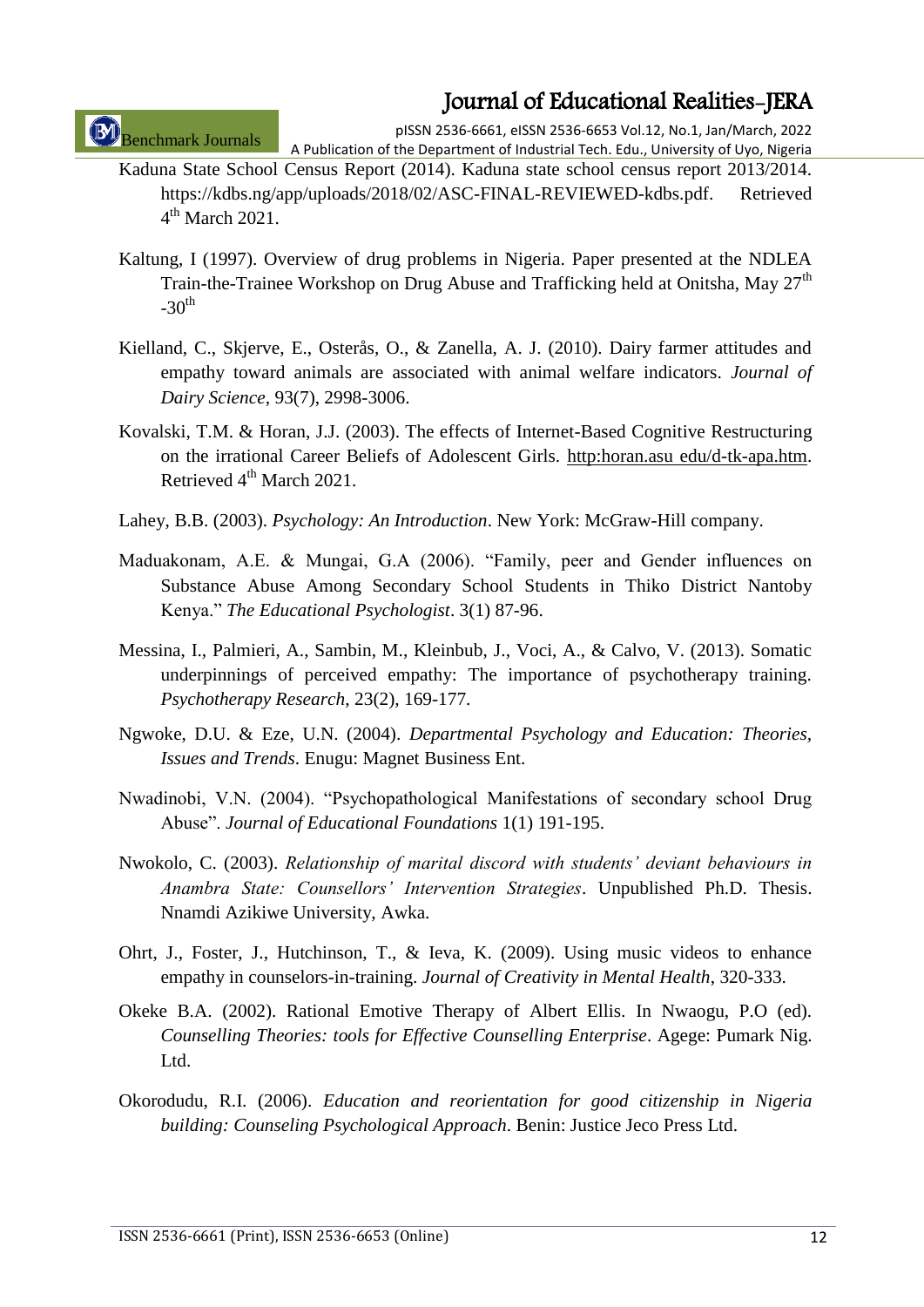Kaduna State School Census Report (2014). Kaduna state school census report 2013/2014. https://kdbs.ng/app/uploads/2018/02/ASC-FINAL-REVIEWED-kdbs.pdf. Retrieved 4th March 2021.

Kaltung, I (1997). Overview of drug problems in Nigeria. Paper presented at the NDLEA Train-the-Trainee Workshop on Drug Abuse and Trafficking held at Onitsha, May 27th -30th

Kielland, C., Skjerve, E., Osterås, O., & Zanella, A. J. (2010). Dairy farmer attitudes and empathy toward animals are associated with animal welfare indicators. *Journal of Dairy Science*, 93(7), 2998-3006.

Kovalski, T.M. & Horan, J.J. (2003). The effects of Internet-Based Cognitive Restructuring on the irrational Career Beliefs of Adolescent Girls. http:horan.asu edu/d-tk-apa.htm. Retrieved 4th March 2021.

Lahey, B.B. (2003). *Psychology: An Introduction*. New York: McGraw-Hill company.

Maduakonam, A.E. & Mungai, G.A (2006). "Family, peer and Gender influences on Substance Abuse Among Secondary School Students in Thiko District Nantoby Kenya." *The Educational Psychologist*. 3(1) 87-96.

Messina, I., Palmieri, A., Sambin, M., Kleinbub, J., Voci, A., & Calvo, V. (2013). Somatic underpinnings of perceived empathy: The importance of psychotherapy training. *Psychotherapy Research*, 23(2), 169-177.

Ngwoke, D.U. & Eze, U.N. (2004). *Departmental Psychology and Education: Theories, Issues and Trends*. Enugu: Magnet Business Ent.

Nwadinobi, V.N. (2004). "Psychopathological Manifestations of secondary school Drug Abuse". *Journal of Educational Foundations* 1(1) 191-195.

Nwokolo, C. (2003). *Relationship of marital discord with students' deviant behaviours in Anambra State: Counsellors' Intervention Strategies*. Unpublished Ph.D. Thesis. Nnamdi Azikiwe University, Awka.

Ohrt, J., Foster, J., Hutchinson, T., & Ieva, K. (2009). Using music videos to enhance empathy in counselors-in-training. *Journal of Creativity in Mental Health*, 320-333.

Okeke B.A. (2002). Rational Emotive Therapy of Albert Ellis. In Nwaogu, P.O (ed). *Counselling Theories: tools for Effective Counselling Enterprise*. Agege: Pumark Nig. Ltd.

Okorodudu, R.I. (2006). *Education and reorientation for good citizenship in Nigeria building: Counseling Psychological Approach*. Benin: Justice Jeco Press Ltd.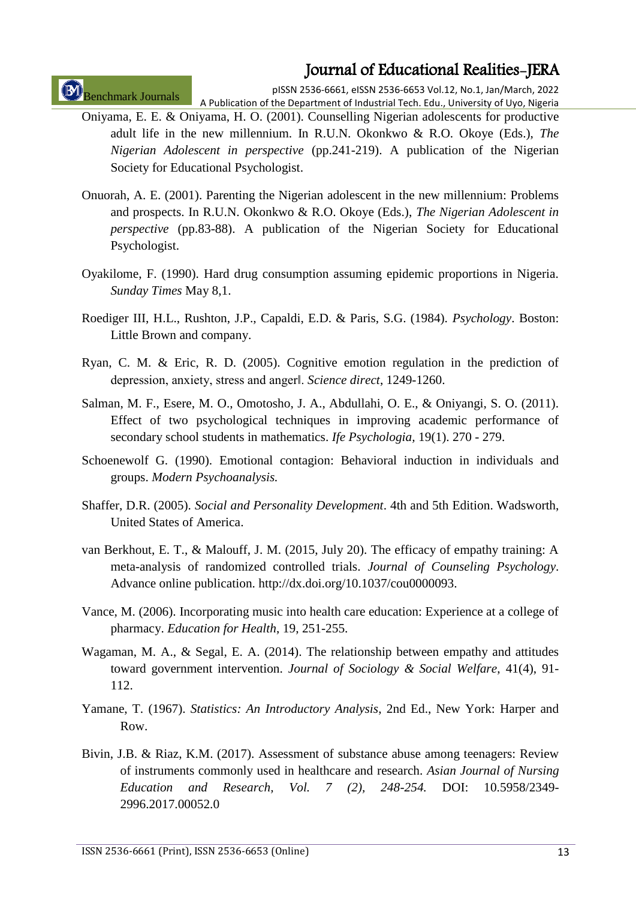Oniyama, E. E. & Oniyama, H. O. (2001). Counselling Nigerian adolescents for productive adult life in the new millennium. In R.U.N. Okonkwo & R.O. Okoye (Eds.), *The Nigerian Adolescent in perspective* (pp.241-219). A publication of the Nigerian Society for Educational Psychologist.

Onuorah, A. E. (2001). Parenting the Nigerian adolescent in the new millennium: Problems and prospects. In R.U.N. Okonkwo & R.O. Okoye (Eds.), *The Nigerian Adolescent in perspective* (pp.83-88). A publication of the Nigerian Society for Educational Psychologist.

Oyakilome, F. (1990). Hard drug consumption assuming epidemic proportions in Nigeria. *Sunday Times* May 8,1.

Roediger III, H.L., Rushton, J.P., Capaldi, E.D. & Paris, S.G. (1984). *Psychology*. Boston: Little Brown and company.

Ryan, C. M. & Eric, R. D. (2005). Cognitive emotion regulation in the prediction of depression, anxiety, stress and anger‖. *Science direct*, 1249-1260.

Salman, M. F., Esere, M. O., Omotosho, J. A., Abdullahi, O. E., & Oniyangi, S. O. (2011). Effect of two psychological techniques in improving academic performance of secondary school students in mathematics. *Ife Psychologia*, 19(1). 270 - 279.

Schoenewolf G. (1990). Emotional contagion: Behavioral induction in individuals and groups. *Modern Psychoanalysis.*

Shaffer, D.R. (2005). *Social and Personality Development*. 4th and 5th Edition. Wadsworth, United States of America.

van Berkhout, E. T., & Malouff, J. M. (2015, July 20). The efficacy of empathy training: A meta-analysis of randomized controlled trials. *Journal of Counseling Psychology*. Advance online publication. http://dx.doi.org/10.1037/cou0000093.

Vance, M. (2006). Incorporating music into health care education: Experience at a college of pharmacy. *Education for Health*, 19, 251-255.

Wagaman, M. A., & Segal, E. A. (2014). The relationship between empathy and attitudes toward government intervention. *Journal of Sociology & Social Welfare*, 41(4), 91-112.

Yamane, T. (1967). *Statistics: An Introductory Analysis*, 2nd Ed., New York: Harper and Row.

Bivin, J.B. & Riaz, K.M. (2017). Assessment of substance abuse among teenagers: Review of instruments commonly used in healthcare and research. *Asian Journal of Nursing Education and Research, Vol. 7 (2), 248-254.* DOI: 10.5958/2349-2996.2017.00052.0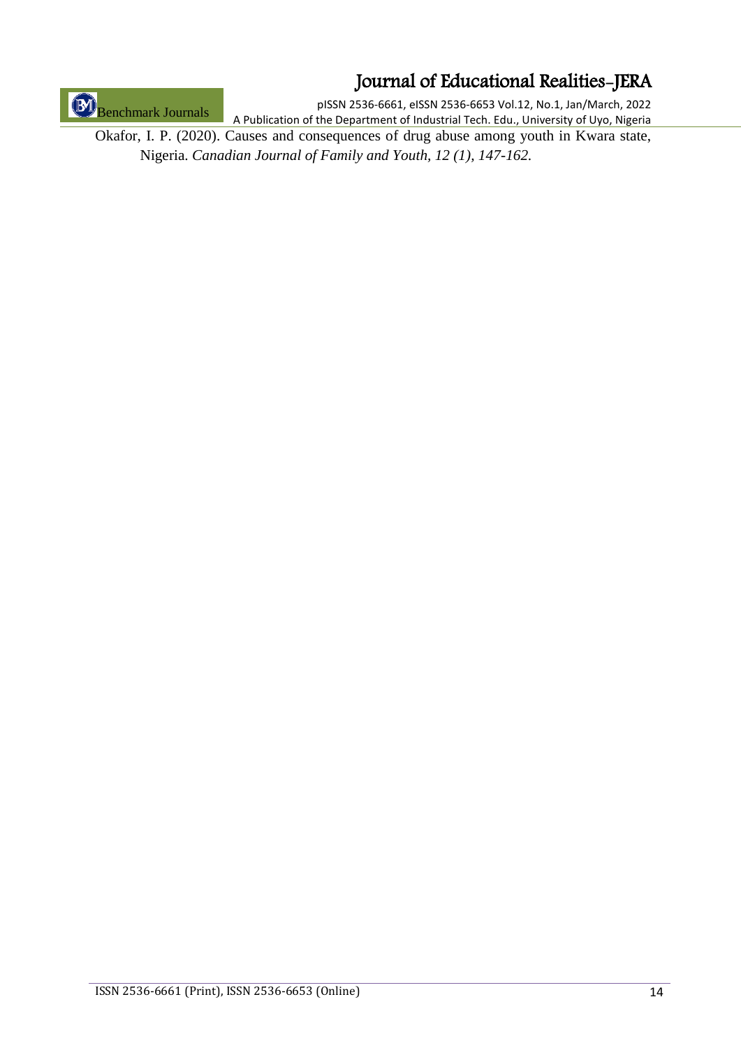Okafor, I. P. (2020). Causes and consequences of drug abuse among youth in Kwara state, Nigeria. *Canadian Journal of Family and Youth, 12 (1), 147-162.*